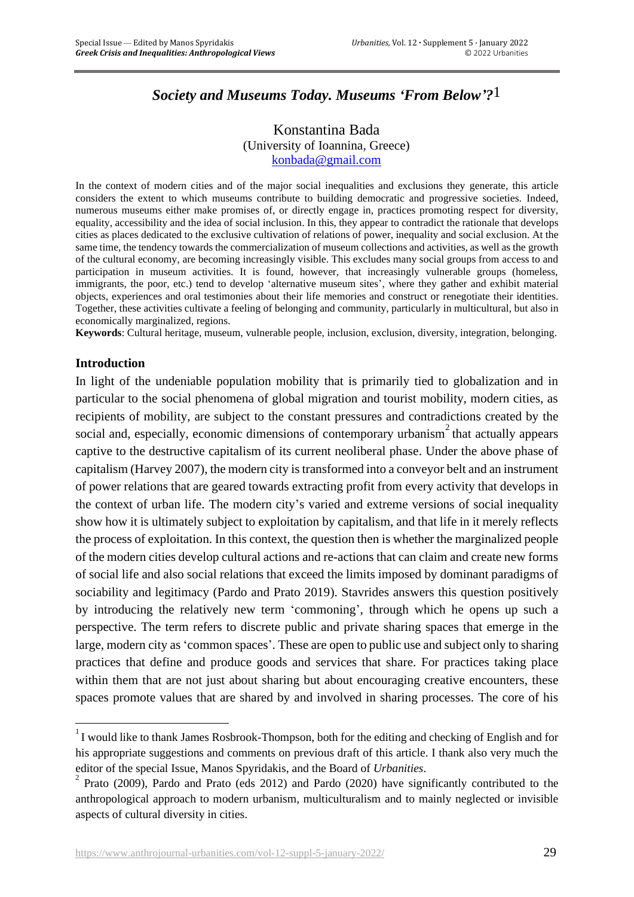# *Society and Museums Today. Museums 'From Below'?*[1]

Konstantina Bada
(University of Ioannina, Greece)
konbada@gmail.com

In the context of modern cities and of the major social inequalities and exclusions they generate, this article considers the extent to which museums contribute to building democratic and progressive societies. Indeed, numerous museums either make promises of, or directly engage in, practices promoting respect for diversity, equality, accessibility and the idea of social inclusion. In this, they appear to contradict the rationale that develops cities as places dedicated to the exclusive cultivation of relations of power, inequality and social exclusion. At the same time, the tendency towards the commercialization of museum collections and activities, as well as the growth of the cultural economy, are becoming increasingly visible. This excludes many social groups from access to and participation in museum activities. It is found, however, that increasingly vulnerable groups (homeless, immigrants, the poor, etc.) tend to develop 'alternative museum sites', where they gather and exhibit material objects, experiences and oral testimonies about their life memories and construct or renegotiate their identities. Together, these activities cultivate a feeling of belonging and community, particularly in multicultural, but also in economically marginalized, regions.

**Keywords**: Cultural heritage, museum, vulnerable people, inclusion, exclusion, diversity, integration, belonging.

## Introduction

In light of the undeniable population mobility that is primarily tied to globalization and in particular to the social phenomena of global migration and tourist mobility, modern cities, as recipients of mobility, are subject to the constant pressures and contradictions created by the social and, especially, economic dimensions of contemporary urbanism[2] that actually appears captive to the destructive capitalism of its current neoliberal phase. Under the above phase of capitalism (Harvey 2007), the modern city is transformed into a conveyor belt and an instrument of power relations that are geared towards extracting profit from every activity that develops in the context of urban life. The modern city's varied and extreme versions of social inequality show how it is ultimately subject to exploitation by capitalism, and that life in it merely reflects the process of exploitation. In this context, the question then is whether the marginalized people of the modern cities develop cultural actions and re-actions that can claim and create new forms of social life and also social relations that exceed the limits imposed by dominant paradigms of sociability and legitimacy (Pardo and Prato 2019). Stavrides answers this question positively by introducing the relatively new term 'commoning', through which he opens up such a perspective. The term refers to discrete public and private sharing spaces that emerge in the large, modern city as 'common spaces'. These are open to public use and subject only to sharing practices that define and produce goods and services that share. For practices taking place within them that are not just about sharing but about encouraging creative encounters, these spaces promote values that are shared by and involved in sharing processes. The core of his

---

[1] I would like to thank James Rosbrook-Thompson, both for the editing and checking of English and for his appropriate suggestions and comments on previous draft of this article. I thank also very much the editor of the special Issue, Manos Spyridakis, and the Board of *Urbanities*.

[2] Prato (2009), Pardo and Prato (eds 2012) and Pardo (2020) have significantly contributed to the anthropological approach to modern urbanism, multiculturalism and to mainly neglected or invisible aspects of cultural diversity in cities.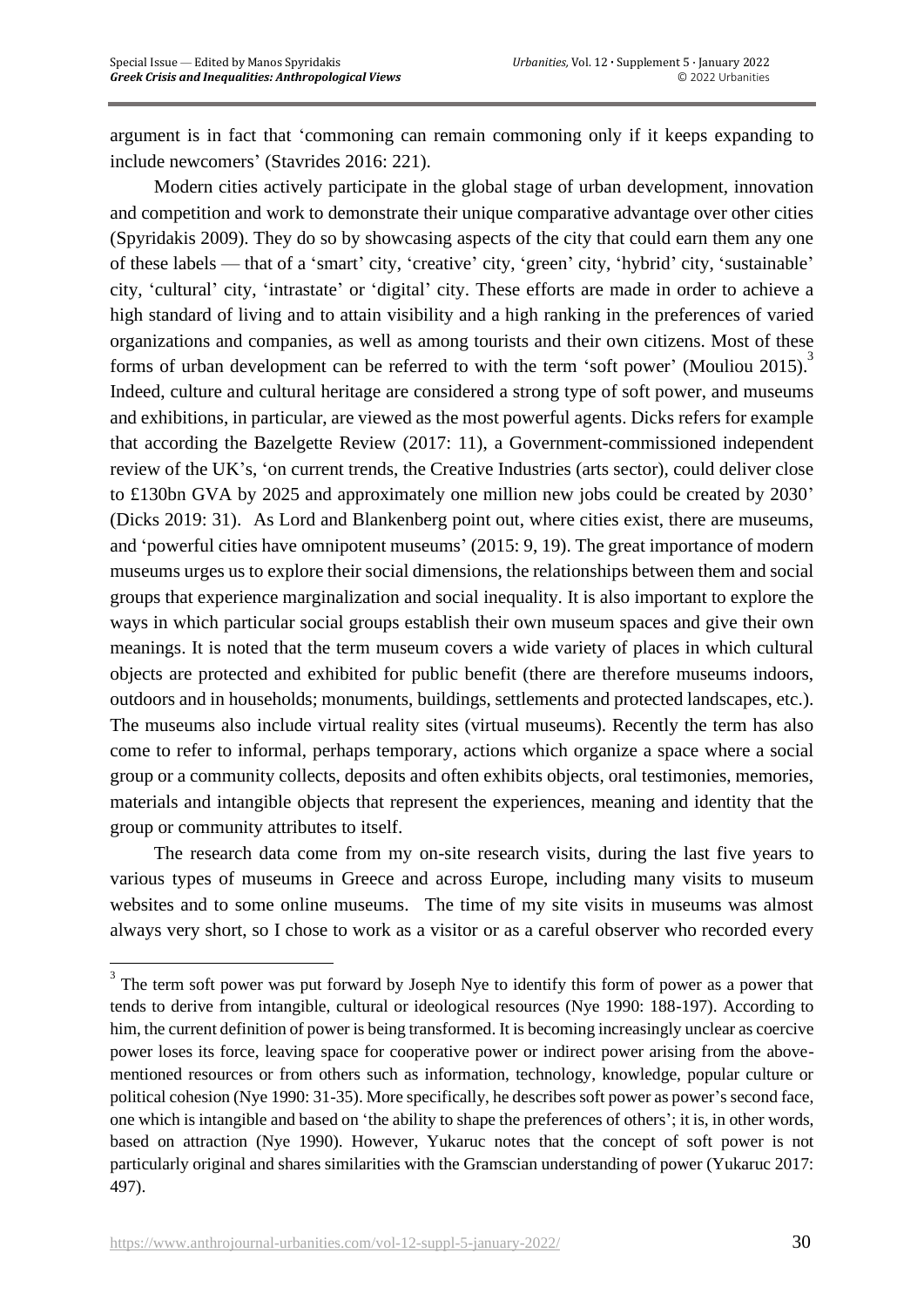argument is in fact that 'commoning can remain commoning only if it keeps expanding to include newcomers' (Stavrides 2016: 221).

Modern cities actively participate in the global stage of urban development, innovation and competition and work to demonstrate their unique comparative advantage over other cities (Spyridakis 2009). They do so by showcasing aspects of the city that could earn them any one of these labels — that of a 'smart' city, 'creative' city, 'green' city, 'hybrid' city, 'sustainable' city, 'cultural' city, 'intrastate' or 'digital' city. These efforts are made in order to achieve a high standard of living and to attain visibility and a high ranking in the preferences of varied organizations and companies, as well as among tourists and their own citizens. Most of these forms of urban development can be referred to with the term 'soft power' (Mouliou 2015).[3] Indeed, culture and cultural heritage are considered a strong type of soft power, and museums and exhibitions, in particular, are viewed as the most powerful agents. Dicks refers for example that according the Bazelgette Review (2017: 11), a Government-commissioned independent review of the UK's, 'on current trends, the Creative Industries (arts sector), could deliver close to £130bn GVA by 2025 and approximately one million new jobs could be created by 2030' (Dicks 2019: 31). As Lord and Blankenberg point out, where cities exist, there are museums, and 'powerful cities have omnipotent museums' (2015: 9, 19). The great importance of modern museums urges us to explore their social dimensions, the relationships between them and social groups that experience marginalization and social inequality. It is also important to explore the ways in which particular social groups establish their own museum spaces and give their own meanings. It is noted that the term museum covers a wide variety of places in which cultural objects are protected and exhibited for public benefit (there are therefore museums indoors, outdoors and in households; monuments, buildings, settlements and protected landscapes, etc.). The museums also include virtual reality sites (virtual museums). Recently the term has also come to refer to informal, perhaps temporary, actions which organize a space where a social group or a community collects, deposits and often exhibits objects, oral testimonies, memories, materials and intangible objects that represent the experiences, meaning and identity that the group or community attributes to itself.

The research data come from my on-site research visits, during the last five years to various types of museums in Greece and across Europe, including many visits to museum websites and to some online museums. The time of my site visits in museums was almost always very short, so I chose to work as a visitor or as a careful observer who recorded every

[3] The term soft power was put forward by Joseph Nye to identify this form of power as a power that tends to derive from intangible, cultural or ideological resources (Nye 1990: 188-197). According to him, the current definition of power is being transformed. It is becoming increasingly unclear as coercive power loses its force, leaving space for cooperative power or indirect power arising from the above-mentioned resources or from others such as information, technology, knowledge, popular culture or political cohesion (Nye 1990: 31-35). More specifically, he describes soft power as power's second face, one which is intangible and based on 'the ability to shape the preferences of others'; it is, in other words, based on attraction (Nye 1990). However, Yukaruc notes that the concept of soft power is not particularly original and shares similarities with the Gramscian understanding of power (Yukaruc 2017: 497).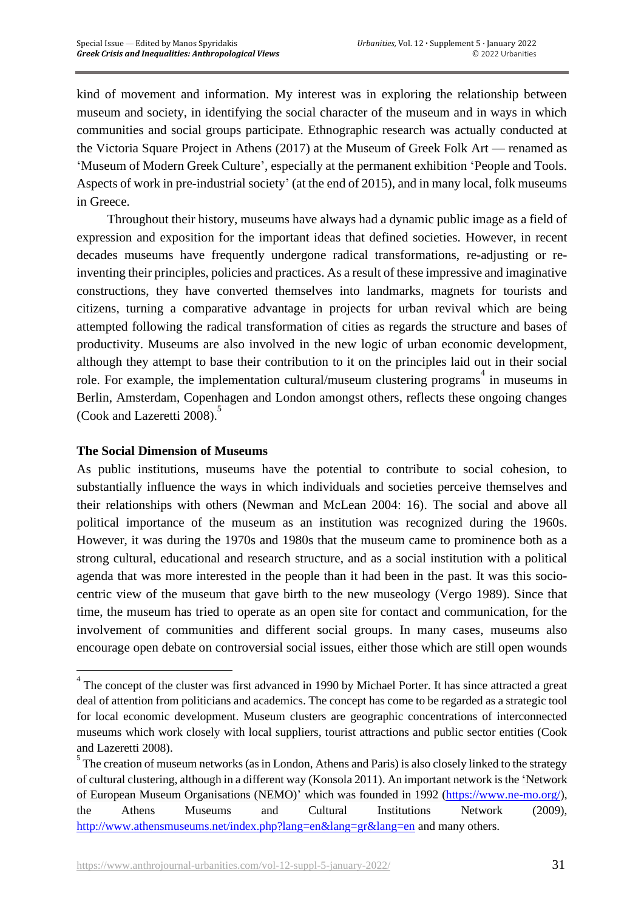kind of movement and information. My interest was in exploring the relationship between museum and society, in identifying the social character of the museum and in ways in which communities and social groups participate. Ethnographic research was actually conducted at the Victoria Square Project in Athens (2017) at the Museum of Greek Folk Art — renamed as 'Museum of Modern Greek Culture', especially at the permanent exhibition 'People and Tools. Aspects of work in pre-industrial society' (at the end of 2015), and in many local, folk museums in Greece.

Throughout their history, museums have always had a dynamic public image as a field of expression and exposition for the important ideas that defined societies. However, in recent decades museums have frequently undergone radical transformations, re-adjusting or re-inventing their principles, policies and practices. As a result of these impressive and imaginative constructions, they have converted themselves into landmarks, magnets for tourists and citizens, turning a comparative advantage in projects for urban revival which are being attempted following the radical transformation of cities as regards the structure and bases of productivity. Museums are also involved in the new logic of urban economic development, although they attempt to base their contribution to it on the principles laid out in their social role. For example, the implementation cultural/museum clustering programs[4] in museums in Berlin, Amsterdam, Copenhagen and London amongst others, reflects these ongoing changes (Cook and Lazeretti 2008).[5]

## The Social Dimension of Museums

As public institutions, museums have the potential to contribute to social cohesion, to substantially influence the ways in which individuals and societies perceive themselves and their relationships with others (Newman and McLean 2004: 16). The social and above all political importance of the museum as an institution was recognized during the 1960s. However, it was during the 1970s and 1980s that the museum came to prominence both as a strong cultural, educational and research structure, and as a social institution with a political agenda that was more interested in the people than it had been in the past. It was this socio-centric view of the museum that gave birth to the new museology (Vergo 1989). Since that time, the museum has tried to operate as an open site for contact and communication, for the involvement of communities and different social groups. In many cases, museums also encourage open debate on controversial social issues, either those which are still open wounds

---

[4] The concept of the cluster was first advanced in 1990 by Michael Porter. It has since attracted a great deal of attention from politicians and academics. The concept has come to be regarded as a strategic tool for local economic development. Museum clusters are geographic concentrations of interconnected museums which work closely with local suppliers, tourist attractions and public sector entities (Cook and Lazeretti 2008).

[5] The creation of museum networks (as in London, Athens and Paris) is also closely linked to the strategy of cultural clustering, although in a different way (Konsola 2011). An important network is the 'Network of European Museum Organisations (NEMO)' which was founded in 1992 (https://www.ne-mo.org/), the Athens Museums and Cultural Institutions Network (2009), http://www.athensmuseums.net/index.php?lang=en&lang=gr&lang=en and many others.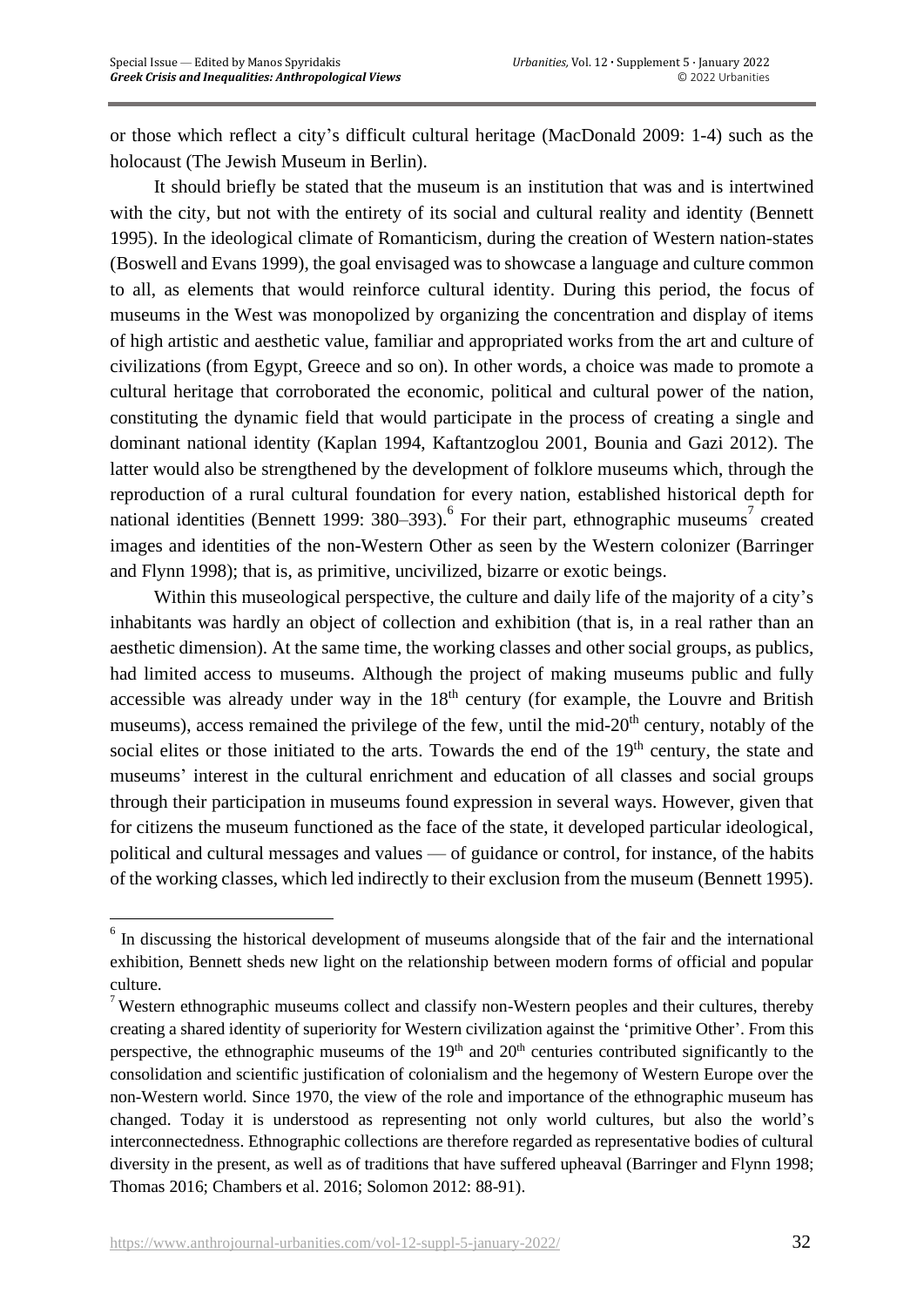or those which reflect a city's difficult cultural heritage (MacDonald 2009: 1-4) such as the holocaust (The Jewish Museum in Berlin).

It should briefly be stated that the museum is an institution that was and is intertwined with the city, but not with the entirety of its social and cultural reality and identity (Bennett 1995). In the ideological climate of Romanticism, during the creation of Western nation-states (Boswell and Evans 1999), the goal envisaged was to showcase a language and culture common to all, as elements that would reinforce cultural identity. During this period, the focus of museums in the West was monopolized by organizing the concentration and display of items of high artistic and aesthetic value, familiar and appropriated works from the art and culture of civilizations (from Egypt, Greece and so on). In other words, a choice was made to promote a cultural heritage that corroborated the economic, political and cultural power of the nation, constituting the dynamic field that would participate in the process of creating a single and dominant national identity (Kaplan 1994, Kaftantzoglou 2001, Bounia and Gazi 2012). The latter would also be strengthened by the development of folklore museums which, through the reproduction of a rural cultural foundation for every nation, established historical depth for national identities (Bennett 1999: 380–393).[6] For their part, ethnographic museums[7] created images and identities of the non-Western Other as seen by the Western colonizer (Barringer and Flynn 1998); that is, as primitive, uncivilized, bizarre or exotic beings.

Within this museological perspective, the culture and daily life of the majority of a city's inhabitants was hardly an object of collection and exhibition (that is, in a real rather than an aesthetic dimension). At the same time, the working classes and other social groups, as publics, had limited access to museums. Although the project of making museums public and fully accessible was already under way in the 18th century (for example, the Louvre and British museums), access remained the privilege of the few, until the mid-20th century, notably of the social elites or those initiated to the arts. Towards the end of the 19th century, the state and museums' interest in the cultural enrichment and education of all classes and social groups through their participation in museums found expression in several ways. However, given that for citizens the museum functioned as the face of the state, it developed particular ideological, political and cultural messages and values — of guidance or control, for instance, of the habits of the working classes, which led indirectly to their exclusion from the museum (Bennett 1995).

---

[6] In discussing the historical development of museums alongside that of the fair and the international exhibition, Bennett sheds new light on the relationship between modern forms of official and popular culture.

[7] Western ethnographic museums collect and classify non-Western peoples and their cultures, thereby creating a shared identity of superiority for Western civilization against the 'primitive Other'. From this perspective, the ethnographic museums of the 19th and 20th centuries contributed significantly to the consolidation and scientific justification of colonialism and the hegemony of Western Europe over the non-Western world. Since 1970, the view of the role and importance of the ethnographic museum has changed. Today it is understood as representing not only world cultures, but also the world's interconnectedness. Ethnographic collections are therefore regarded as representative bodies of cultural diversity in the present, as well as of traditions that have suffered upheaval (Barringer and Flynn 1998; Thomas 2016; Chambers et al. 2016; Solomon 2012: 88-91).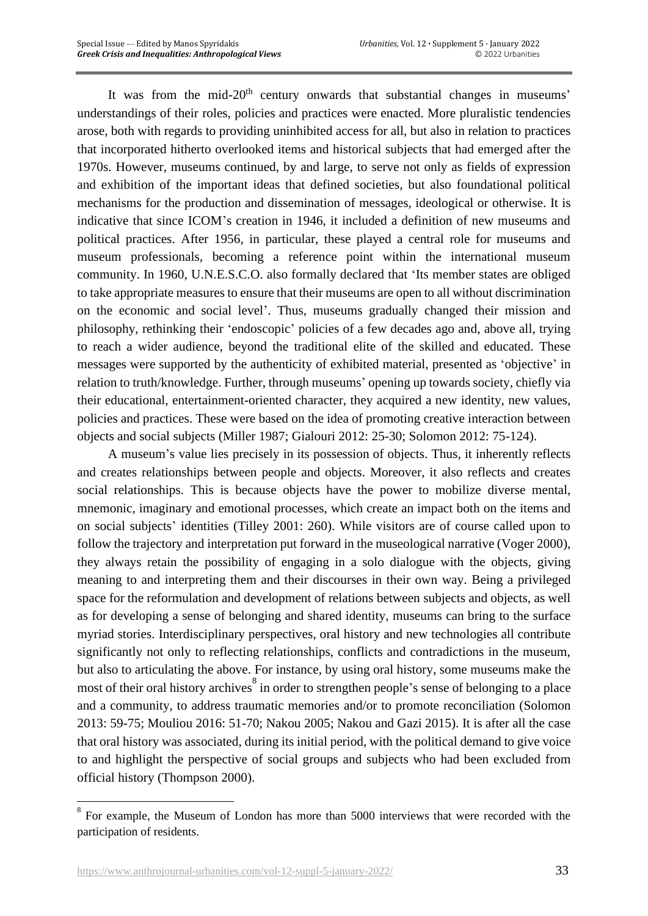It was from the mid-20th century onwards that substantial changes in museums' understandings of their roles, policies and practices were enacted. More pluralistic tendencies arose, both with regards to providing uninhibited access for all, but also in relation to practices that incorporated hitherto overlooked items and historical subjects that had emerged after the 1970s. However, museums continued, by and large, to serve not only as fields of expression and exhibition of the important ideas that defined societies, but also foundational political mechanisms for the production and dissemination of messages, ideological or otherwise. It is indicative that since ICOM's creation in 1946, it included a definition of new museums and political practices. After 1956, in particular, these played a central role for museums and museum professionals, becoming a reference point within the international museum community. In 1960, U.N.E.S.C.O. also formally declared that 'Its member states are obliged to take appropriate measures to ensure that their museums are open to all without discrimination on the economic and social level'. Thus, museums gradually changed their mission and philosophy, rethinking their 'endoscopic' policies of a few decades ago and, above all, trying to reach a wider audience, beyond the traditional elite of the skilled and educated. These messages were supported by the authenticity of exhibited material, presented as 'objective' in relation to truth/knowledge. Further, through museums' opening up towards society, chiefly via their educational, entertainment-oriented character, they acquired a new identity, new values, policies and practices. These were based on the idea of promoting creative interaction between objects and social subjects (Miller 1987; Gialouri 2012: 25-30; Solomon 2012: 75-124).

A museum's value lies precisely in its possession of objects. Thus, it inherently reflects and creates relationships between people and objects. Moreover, it also reflects and creates social relationships. This is because objects have the power to mobilize diverse mental, mnemonic, imaginary and emotional processes, which create an impact both on the items and on social subjects' identities (Tilley 2001: 260). While visitors are of course called upon to follow the trajectory and interpretation put forward in the museological narrative (Voger 2000), they always retain the possibility of engaging in a solo dialogue with the objects, giving meaning to and interpreting them and their discourses in their own way. Being a privileged space for the reformulation and development of relations between subjects and objects, as well as for developing a sense of belonging and shared identity, museums can bring to the surface myriad stories. Interdisciplinary perspectives, oral history and new technologies all contribute significantly not only to reflecting relationships, conflicts and contradictions in the museum, but also to articulating the above. For instance, by using oral history, some museums make the most of their oral history archives[8] in order to strengthen people's sense of belonging to a place and a community, to address traumatic memories and/or to promote reconciliation (Solomon 2013: 59-75; Mouliou 2016: 51-70; Nakou 2005; Nakou and Gazi 2015). It is after all the case that oral history was associated, during its initial period, with the political demand to give voice to and highlight the perspective of social groups and subjects who had been excluded from official history (Thompson 2000).

[8] For example, the Museum of London has more than 5000 interviews that were recorded with the participation of residents.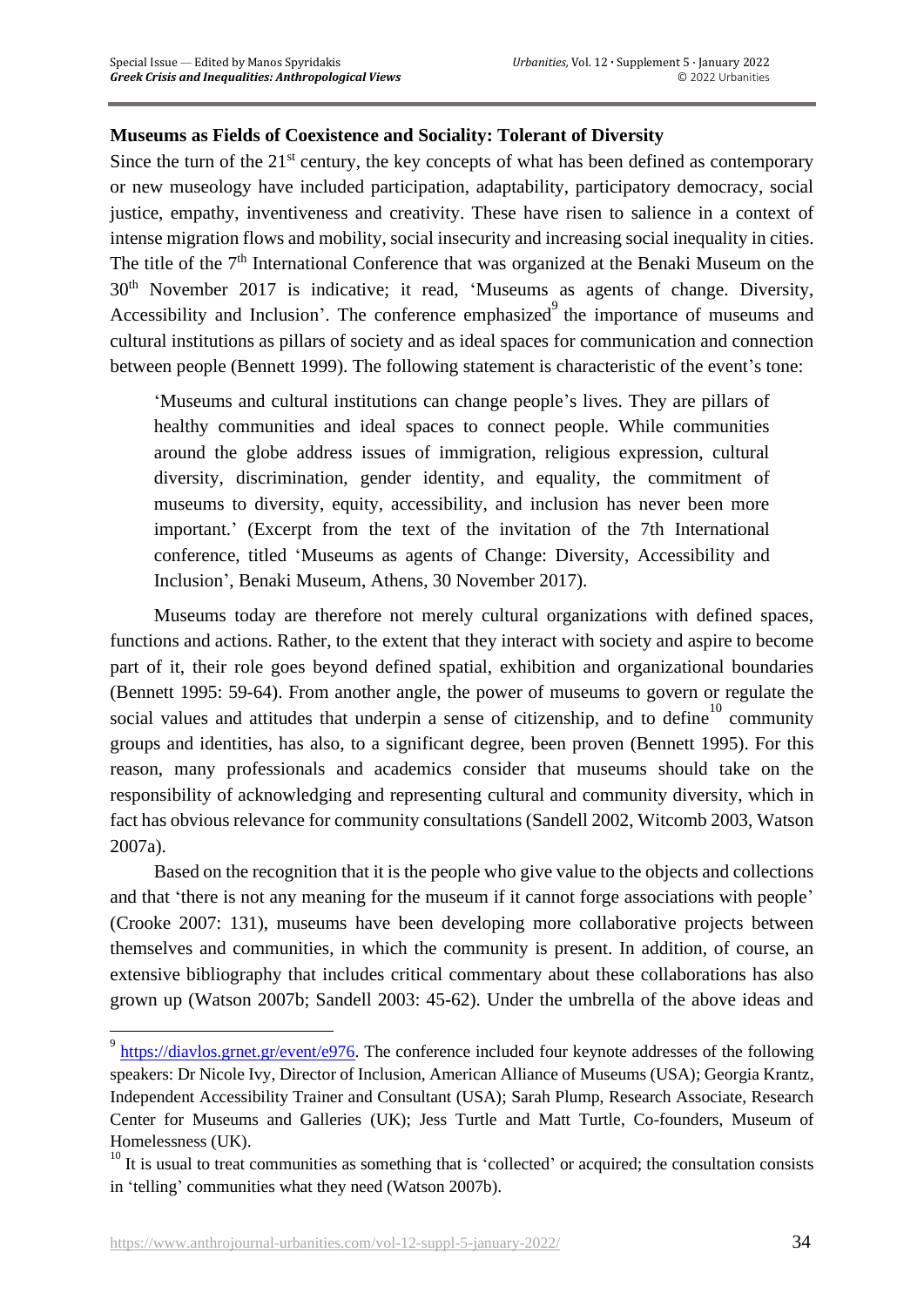### Museums as Fields of Coexistence and Sociality: Tolerant of Diversity

Since the turn of the 21st century, the key concepts of what has been defined as contemporary or new museology have included participation, adaptability, participatory democracy, social justice, empathy, inventiveness and creativity. These have risen to salience in a context of intense migration flows and mobility, social insecurity and increasing social inequality in cities. The title of the 7th International Conference that was organized at the Benaki Museum on the 30th November 2017 is indicative; it read, 'Museums as agents of change. Diversity, Accessibility and Inclusion'. The conference emphasized[9] the importance of museums and cultural institutions as pillars of society and as ideal spaces for communication and connection between people (Bennett 1999). The following statement is characteristic of the event's tone:

> 'Museums and cultural institutions can change people's lives. They are pillars of healthy communities and ideal spaces to connect people. While communities around the globe address issues of immigration, religious expression, cultural diversity, discrimination, gender identity, and equality, the commitment of museums to diversity, equity, accessibility, and inclusion has never been more important.' (Excerpt from the text of the invitation of the 7th International conference, titled 'Museums as agents of Change: Diversity, Accessibility and Inclusion', Benaki Museum, Athens, 30 November 2017).

Museums today are therefore not merely cultural organizations with defined spaces, functions and actions. Rather, to the extent that they interact with society and aspire to become part of it, their role goes beyond defined spatial, exhibition and organizational boundaries (Bennett 1995: 59-64). From another angle, the power of museums to govern or regulate the social values and attitudes that underpin a sense of citizenship, and to define[10] community groups and identities, has also, to a significant degree, been proven (Bennett 1995). For this reason, many professionals and academics consider that museums should take on the responsibility of acknowledging and representing cultural and community diversity, which in fact has obvious relevance for community consultations (Sandell 2002, Witcomb 2003, Watson 2007a).

Based on the recognition that it is the people who give value to the objects and collections and that 'there is not any meaning for the museum if it cannot forge associations with people' (Crooke 2007: 131), museums have been developing more collaborative projects between themselves and communities, in which the community is present. In addition, of course, an extensive bibliography that includes critical commentary about these collaborations has also grown up (Watson 2007b; Sandell 2003: 45-62). Under the umbrella of the above ideas and

---

[9] https://diavlos.grnet.gr/event/e976. The conference included four keynote addresses of the following speakers: Dr Nicole Ivy, Director of Inclusion, American Alliance of Museums (USA); Georgia Krantz, Independent Accessibility Trainer and Consultant (USA); Sarah Plump, Research Associate, Research Center for Museums and Galleries (UK); Jess Turtle and Matt Turtle, Co-founders, Museum of Homelessness (UK).

[10] It is usual to treat communities as something that is 'collected' or acquired; the consultation consists in 'telling' communities what they need (Watson 2007b).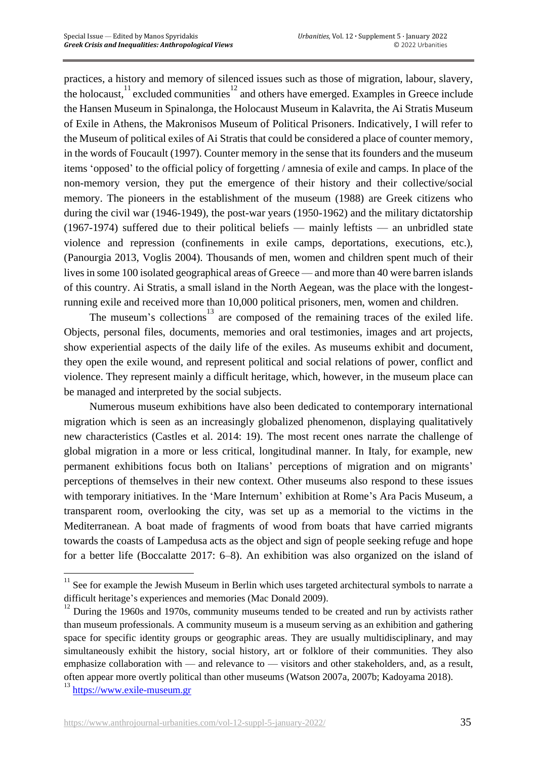practices, a history and memory of silenced issues such as those of migration, labour, slavery, the holocaust,[11] excluded communities[12] and others have emerged. Examples in Greece include the Hansen Museum in Spinalonga, the Holocaust Museum in Kalavrita, the Ai Stratis Museum of Exile in Athens, the Makronisos Museum of Political Prisoners. Indicatively, I will refer to the Museum of political exiles of Ai Stratis that could be considered a place of counter memory, in the words of Foucault (1997). Counter memory in the sense that its founders and the museum items 'opposed' to the official policy of forgetting / amnesia of exile and camps. In place of the non-memory version, they put the emergence of their history and their collective/social memory. The pioneers in the establishment of the museum (1988) are Greek citizens who during the civil war (1946-1949), the post-war years (1950-1962) and the military dictatorship (1967-1974) suffered due to their political beliefs — mainly leftists — an unbridled state violence and repression (confinements in exile camps, deportations, executions, etc.), (Panourgia 2013, Voglis 2004). Thousands of men, women and children spent much of their lives in some 100 isolated geographical areas of Greece — and more than 40 were barren islands of this country. Ai Stratis, a small island in the North Aegean, was the place with the longest-running exile and received more than 10,000 political prisoners, men, women and children.

The museum's collections[13] are composed of the remaining traces of the exiled life. Objects, personal files, documents, memories and oral testimonies, images and art projects, show experiential aspects of the daily life of the exiles. As museums exhibit and document, they open the exile wound, and represent political and social relations of power, conflict and violence. They represent mainly a difficult heritage, which, however, in the museum place can be managed and interpreted by the social subjects.

Numerous museum exhibitions have also been dedicated to contemporary international migration which is seen as an increasingly globalized phenomenon, displaying qualitatively new characteristics (Castles et al. 2014: 19). The most recent ones narrate the challenge of global migration in a more or less critical, longitudinal manner. In Italy, for example, new permanent exhibitions focus both on Italians' perceptions of migration and on migrants' perceptions of themselves in their new context. Other museums also respond to these issues with temporary initiatives. In the 'Mare Internum' exhibition at Rome's Ara Pacis Museum, a transparent room, overlooking the city, was set up as a memorial to the victims in the Mediterranean. A boat made of fragments of wood from boats that have carried migrants towards the coasts of Lampedusa acts as the object and sign of people seeking refuge and hope for a better life (Boccalatte 2017: 6–8). An exhibition was also organized on the island of

---

[11] See for example the Jewish Museum in Berlin which uses targeted architectural symbols to narrate a difficult heritage's experiences and memories (Mac Donald 2009).

[12] During the 1960s and 1970s, community museums tended to be created and run by activists rather than museum professionals. A community museum is a museum serving as an exhibition and gathering space for specific identity groups or geographic areas. They are usually multidisciplinary, and may simultaneously exhibit the history, social history, art or folklore of their communities. They also emphasize collaboration with — and relevance to — visitors and other stakeholders, and, as a result, often appear more overtly political than other museums (Watson 2007a, 2007b; Kadoyama 2018).

[13] https://www.exile-museum.gr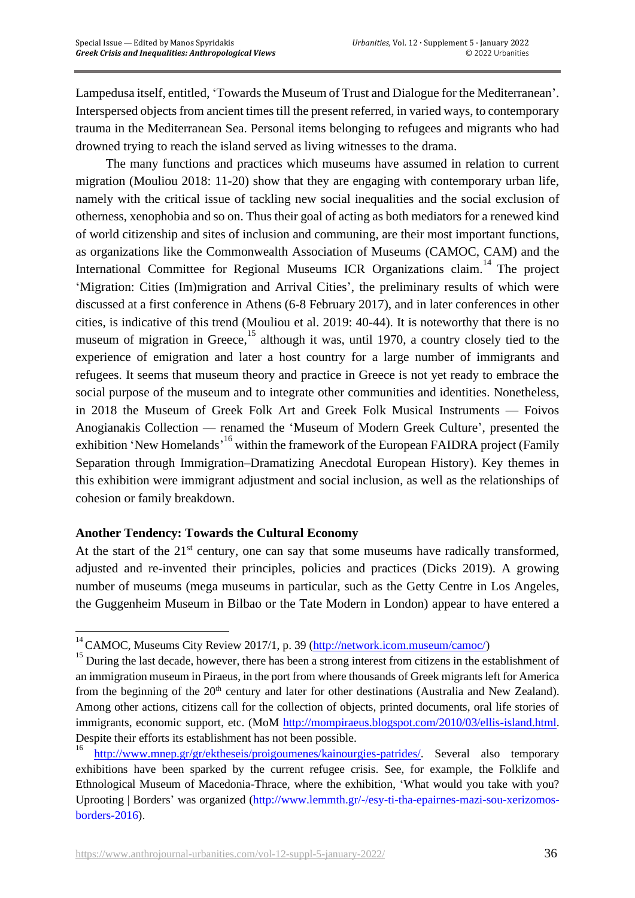Lampedusa itself, entitled, 'Towards the Museum of Trust and Dialogue for the Mediterranean'. Interspersed objects from ancient times till the present referred, in varied ways, to contemporary trauma in the Mediterranean Sea. Personal items belonging to refugees and migrants who had drowned trying to reach the island served as living witnesses to the drama.

The many functions and practices which museums have assumed in relation to current migration (Mouliou 2018: 11-20) show that they are engaging with contemporary urban life, namely with the critical issue of tackling new social inequalities and the social exclusion of otherness, xenophobia and so on. Thus their goal of acting as both mediators for a renewed kind of world citizenship and sites of inclusion and communing, are their most important functions, as organizations like the Commonwealth Association of Museums (CAMOC, CAM) and the International Committee for Regional Museums ICR Organizations claim.[14] The project 'Migration: Cities (Im)migration and Arrival Cities', the preliminary results of which were discussed at a first conference in Athens (6-8 February 2017), and in later conferences in other cities, is indicative of this trend (Mouliou et al. 2019: 40-44). It is noteworthy that there is no museum of migration in Greece,[15] although it was, until 1970, a country closely tied to the experience of emigration and later a host country for a large number of immigrants and refugees. It seems that museum theory and practice in Greece is not yet ready to embrace the social purpose of the museum and to integrate other communities and identities. Nonetheless, in 2018 the Museum of Greek Folk Art and Greek Folk Musical Instruments — Foivos Anogianakis Collection — renamed the 'Museum of Modern Greek Culture', presented the exhibition 'New Homelands'[16] within the framework of the European FAIDRA project (Family Separation through Immigration–Dramatizing Anecdotal European History). Key themes in this exhibition were immigrant adjustment and social inclusion, as well as the relationships of cohesion or family breakdown.

### Another Tendency: Towards the Cultural Economy

At the start of the 21st century, one can say that some museums have radically transformed, adjusted and re-invented their principles, policies and practices (Dicks 2019). A growing number of museums (mega museums in particular, such as the Getty Centre in Los Angeles, the Guggenheim Museum in Bilbao or the Tate Modern in London) appear to have entered a

---

[14] CAMOC, Museums City Review 2017/1, p. 39 (http://network.icom.museum/camoc/)

[15] During the last decade, however, there has been a strong interest from citizens in the establishment of an immigration museum in Piraeus, in the port from where thousands of Greek migrants left for America from the beginning of the 20th century and later for other destinations (Australia and New Zealand). Among other actions, citizens call for the collection of objects, printed documents, oral life stories of immigrants, economic support, etc. (MoM http://mompiraeus.blogspot.com/2010/03/ellis-island.html. Despite their efforts its establishment has not been possible.

[16] http://www.mnep.gr/gr/ektheseis/proigoumenes/kainourgies-patrides/. Several also temporary exhibitions have been sparked by the current refugee crisis. See, for example, the Folklife and Ethnological Museum of Macedonia-Thrace, where the exhibition, 'What would you take with you? Uprooting | Borders' was organized (http://www.lemmth.gr/-/esy-ti-tha-epairnes-mazi-sou-xerizomos-borders-2016).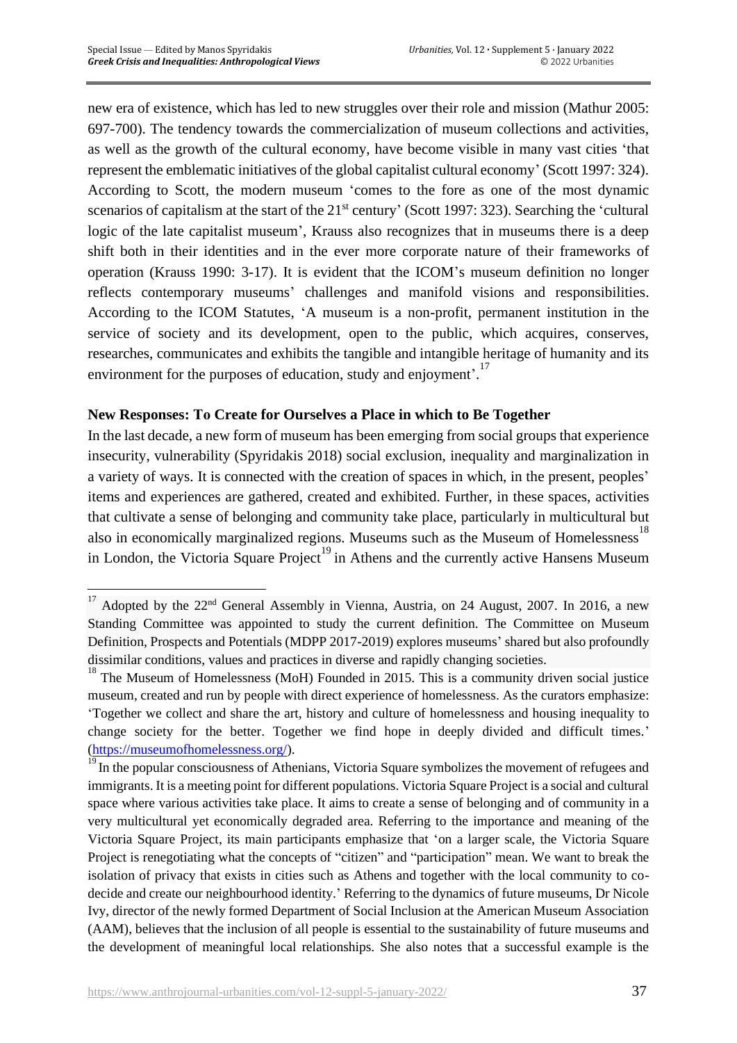new era of existence, which has led to new struggles over their role and mission (Mathur 2005: 697-700). The tendency towards the commercialization of museum collections and activities, as well as the growth of the cultural economy, have become visible in many vast cities 'that represent the emblematic initiatives of the global capitalist cultural economy' (Scott 1997: 324). According to Scott, the modern museum 'comes to the fore as one of the most dynamic scenarios of capitalism at the start of the 21st century' (Scott 1997: 323). Searching the 'cultural logic of the late capitalist museum', Krauss also recognizes that in museums there is a deep shift both in their identities and in the ever more corporate nature of their frameworks of operation (Krauss 1990: 3-17). It is evident that the ICOM's museum definition no longer reflects contemporary museums' challenges and manifold visions and responsibilities. According to the ICOM Statutes, 'A museum is a non-profit, permanent institution in the service of society and its development, open to the public, which acquires, conserves, researches, communicates and exhibits the tangible and intangible heritage of humanity and its environment for the purposes of education, study and enjoyment'.[17]

**New Responses: To Create for Ourselves a Place in which to Be Together**

In the last decade, a new form of museum has been emerging from social groups that experience insecurity, vulnerability (Spyridakis 2018) social exclusion, inequality and marginalization in a variety of ways. It is connected with the creation of spaces in which, in the present, peoples' items and experiences are gathered, created and exhibited. Further, in these spaces, activities that cultivate a sense of belonging and community take place, particularly in multicultural but also in economically marginalized regions. Museums such as the Museum of Homelessness[18] in London, the Victoria Square Project[19] in Athens and the currently active Hansens Museum

---

[17] Adopted by the 22nd General Assembly in Vienna, Austria, on 24 August, 2007. In 2016, a new Standing Committee was appointed to study the current definition. The Committee on Museum Definition, Prospects and Potentials (MDPP 2017-2019) explores museums' shared but also profoundly dissimilar conditions, values and practices in diverse and rapidly changing societies.

[18] The Museum of Homelessness (MoH) Founded in 2015. This is a community driven social justice museum, created and run by people with direct experience of homelessness. As the curators emphasize: 'Together we collect and share the art, history and culture of homelessness and housing inequality to change society for the better. Together we find hope in deeply divided and difficult times.' (https://museumofhomelessness.org/).

[19] In the popular consciousness of Athenians, Victoria Square symbolizes the movement of refugees and immigrants. It is a meeting point for different populations. Victoria Square Project is a social and cultural space where various activities take place. It aims to create a sense of belonging and of community in a very multicultural yet economically degraded area. Referring to the importance and meaning of the Victoria Square Project, its main participants emphasize that 'on a larger scale, the Victoria Square Project is renegotiating what the concepts of "citizen" and "participation" mean. We want to break the isolation of privacy that exists in cities such as Athens and together with the local community to co-decide and create our neighbourhood identity.' Referring to the dynamics of future museums, Dr Nicole Ivy, director of the newly formed Department of Social Inclusion at the American Museum Association (AAM), believes that the inclusion of all people is essential to the sustainability of future museums and the development of meaningful local relationships. She also notes that a successful example is the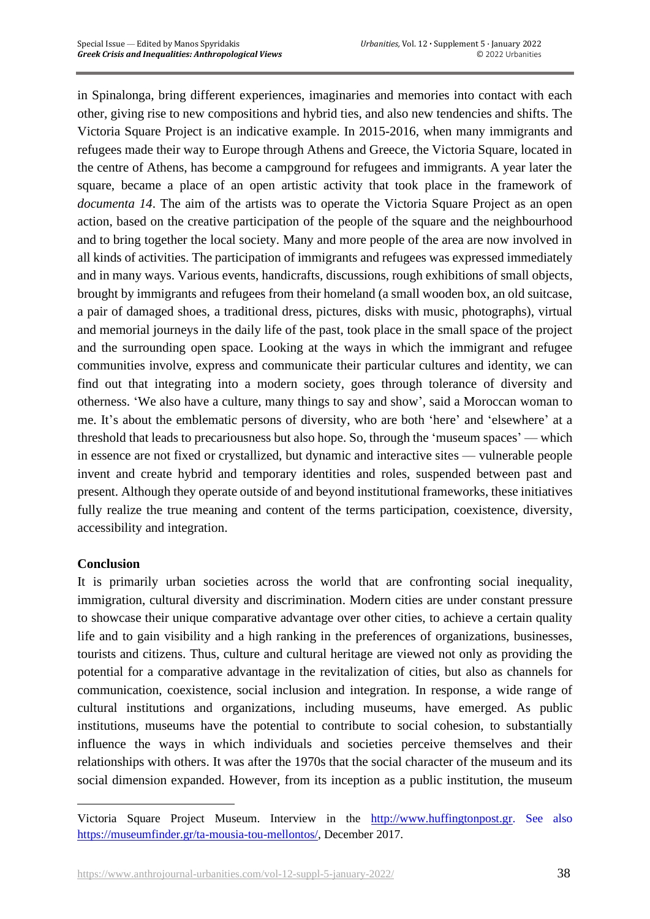in Spinalonga, bring different experiences, imaginaries and memories into contact with each other, giving rise to new compositions and hybrid ties, and also new tendencies and shifts. The Victoria Square Project is an indicative example. In 2015-2016, when many immigrants and refugees made their way to Europe through Athens and Greece, the Victoria Square, located in the centre of Athens, has become a campground for refugees and immigrants. A year later the square, became a place of an open artistic activity that took place in the framework of *documenta 14*. The aim of the artists was to operate the Victoria Square Project as an open action, based on the creative participation of the people of the square and the neighbourhood and to bring together the local society. Many and more people of the area are now involved in all kinds of activities. The participation of immigrants and refugees was expressed immediately and in many ways. Various events, handicrafts, discussions, rough exhibitions of small objects, brought by immigrants and refugees from their homeland (a small wooden box, an old suitcase, a pair of damaged shoes, a traditional dress, pictures, disks with music, photographs), virtual and memorial journeys in the daily life of the past, took place in the small space of the project and the surrounding open space. Looking at the ways in which the immigrant and refugee communities involve, express and communicate their particular cultures and identity, we can find out that integrating into a modern society, goes through tolerance of diversity and otherness. 'We also have a culture, many things to say and show', said a Moroccan woman to me. It's about the emblematic persons of diversity, who are both 'here' and 'elsewhere' at a threshold that leads to precariousness but also hope. So, through the 'museum spaces' — which in essence are not fixed or crystallized, but dynamic and interactive sites — vulnerable people invent and create hybrid and temporary identities and roles, suspended between past and present. Although they operate outside of and beyond institutional frameworks, these initiatives fully realize the true meaning and content of the terms participation, coexistence, diversity, accessibility and integration.

## Conclusion

It is primarily urban societies across the world that are confronting social inequality, immigration, cultural diversity and discrimination. Modern cities are under constant pressure to showcase their unique comparative advantage over other cities, to achieve a certain quality life and to gain visibility and a high ranking in the preferences of organizations, businesses, tourists and citizens. Thus, culture and cultural heritage are viewed not only as providing the potential for a comparative advantage in the revitalization of cities, but also as channels for communication, coexistence, social inclusion and integration. In response, a wide range of cultural institutions and organizations, including museums, have emerged. As public institutions, museums have the potential to contribute to social cohesion, to substantially influence the ways in which individuals and societies perceive themselves and their relationships with others. It was after the 1970s that the social character of the museum and its social dimension expanded. However, from its inception as a public institution, the museum

---

Victoria Square Project Museum. Interview in the http://www.huffingtonpost.gr. See also https://museumfinder.gr/ta-mousia-tou-mellontos/, December 2017.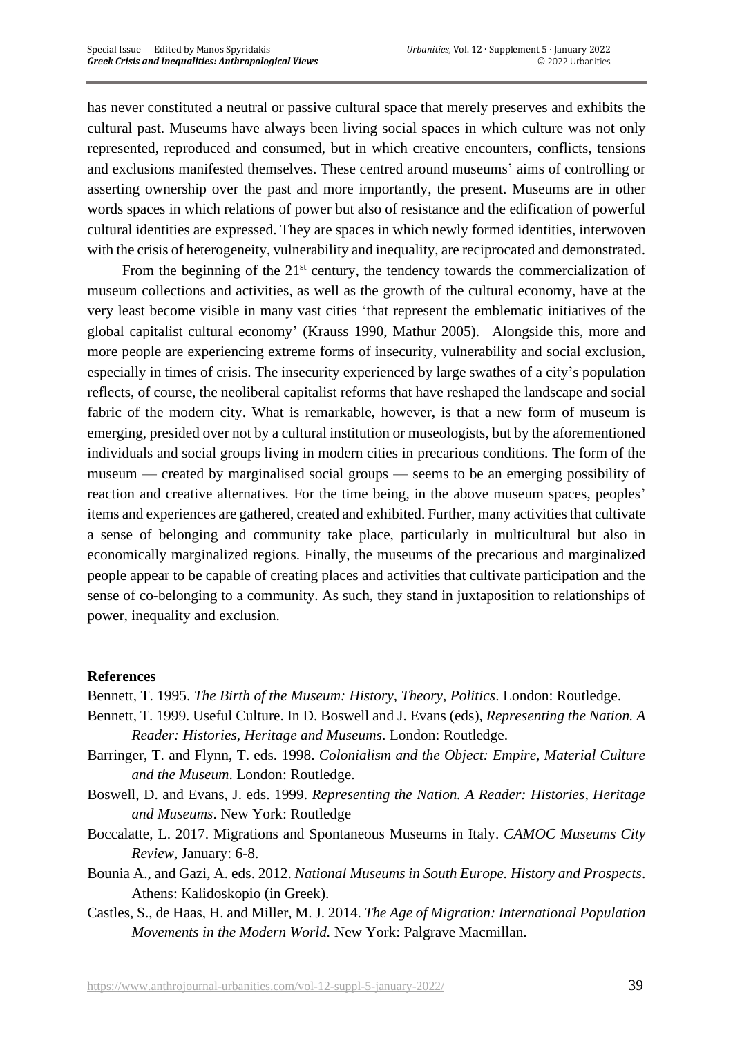has never constituted a neutral or passive cultural space that merely preserves and exhibits the cultural past. Museums have always been living social spaces in which culture was not only represented, reproduced and consumed, but in which creative encounters, conflicts, tensions and exclusions manifested themselves. These centred around museums' aims of controlling or asserting ownership over the past and more importantly, the present. Museums are in other words spaces in which relations of power but also of resistance and the edification of powerful cultural identities are expressed. They are spaces in which newly formed identities, interwoven with the crisis of heterogeneity, vulnerability and inequality, are reciprocated and demonstrated.

From the beginning of the 21st century, the tendency towards the commercialization of museum collections and activities, as well as the growth of the cultural economy, have at the very least become visible in many vast cities 'that represent the emblematic initiatives of the global capitalist cultural economy' (Krauss 1990, Mathur 2005). Alongside this, more and more people are experiencing extreme forms of insecurity, vulnerability and social exclusion, especially in times of crisis. The insecurity experienced by large swathes of a city's population reflects, of course, the neoliberal capitalist reforms that have reshaped the landscape and social fabric of the modern city. What is remarkable, however, is that a new form of museum is emerging, presided over not by a cultural institution or museologists, but by the aforementioned individuals and social groups living in modern cities in precarious conditions. The form of the museum — created by marginalised social groups — seems to be an emerging possibility of reaction and creative alternatives. For the time being, in the above museum spaces, peoples' items and experiences are gathered, created and exhibited. Further, many activities that cultivate a sense of belonging and community take place, particularly in multicultural but also in economically marginalized regions. Finally, the museums of the precarious and marginalized people appear to be capable of creating places and activities that cultivate participation and the sense of co-belonging to a community. As such, they stand in juxtaposition to relationships of power, inequality and exclusion.

## References

Bennett, T. 1995. *The Birth of the Museum: History, Theory, Politics*. London: Routledge.

Bennett, T. 1999. Useful Culture. In D. Boswell and J. Evans (eds), *Representing the Nation. A Reader: Histories, Heritage and Museums*. London: Routledge.

Barringer, T. and Flynn, T. eds. 1998. *Colonialism and the Object: Empire, Material Culture and the Museum*. London: Routledge.

Boswell, D. and Evans, J. eds. 1999. *Representing the Nation. A Reader: Histories, Heritage and Museums*. New York: Routledge

Boccalatte, L. 2017. Migrations and Spontaneous Museums in Italy. *CAMOC Museums City Review*, January: 6-8.

Bounia A., and Gazi, A. eds. 2012. *National Museums in South Europe. History and Prospects*. Athens: Kalidoskopio (in Greek).

Castles, S., de Haas, H. and Miller, M. J. 2014. *The Age of Migration: International Population Movements in the Modern World.* New York: Palgrave Macmillan.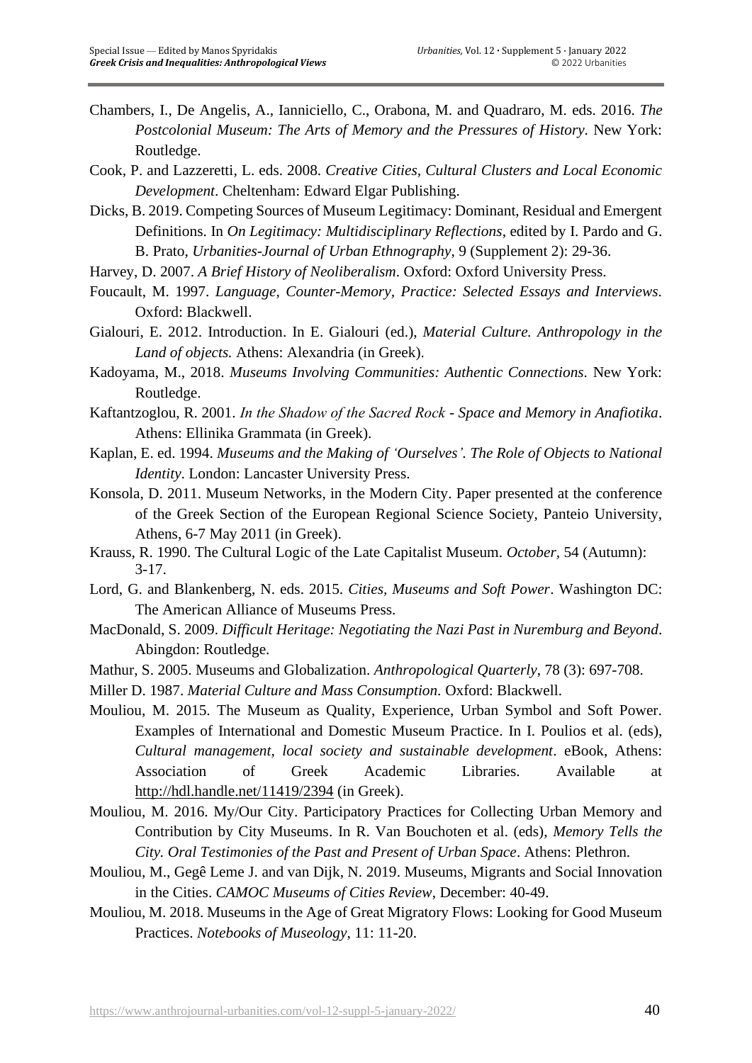Chambers, I., De Angelis, A., Ianniciello, C., Orabona, M. and Quadraro, M. eds. 2016. *The Postcolonial Museum: The Arts of Memory and the Pressures of History*. New York: Routledge.

Cook, P. and Lazzeretti, L. eds. 2008. *Creative Cities, Cultural Clusters and Local Economic Development*. Cheltenham: Edward Elgar Publishing.

Dicks, B. 2019. Competing Sources of Museum Legitimacy: Dominant, Residual and Emergent Definitions. In *On Legitimacy: Multidisciplinary Reflections*, edited by I. Pardo and G. B. Prato, *Urbanities-Journal of Urban Ethnography*, 9 (Supplement 2): 29-36.

Harvey, D. 2007. *A Brief History of Neoliberalism*. Oxford: Oxford University Press.

Foucault, M. 1997. *Language, Counter-Memory, Practice: Selected Essays and Interviews*. Oxford: Blackwell.

Gialouri, E. 2012. Introduction. In E. Gialouri (ed.), *Material Culture. Anthropology in the Land of objects.* Athens: Alexandria (in Greek).

Kadoyama, M., 2018. *Museums Involving Communities: Authentic Connections*. New York: Routledge.

Kaftantzoglou, R. 2001. *In the Shadow of the Sacred Rock - Space and Memory in Anafiotika*. Athens: Ellinika Grammata (in Greek).

Kaplan, E. ed. 1994. *Museums and the Making of 'Ourselves'. The Role of Objects to National Identity*. London: Lancaster University Press.

Konsola, D. 2011. Museum Networks, in the Modern City. Paper presented at the conference of the Greek Section of the European Regional Science Society, Panteio University, Athens, 6-7 May 2011 (in Greek).

Krauss, R. 1990. The Cultural Logic of the Late Capitalist Museum. *October*, 54 (Autumn): 3-17.

Lord, G. and Blankenberg, N. eds. 2015. *Cities, Museums and Soft Power*. Washington DC: The American Alliance of Museums Press.

MacDonald, S. 2009. *Difficult Heritage: Negotiating the Nazi Past in Nuremburg and Beyond*. Abingdon: Routledge.

Mathur, S. 2005. Museums and Globalization. *Anthropological Quarterly*, 78 (3): 697-708.

Miller D. 1987. *Material Culture and Mass Consumption*. Oxford: Blackwell.

Mouliou, M. 2015. The Museum as Quality, Experience, Urban Symbol and Soft Power. Examples of International and Domestic Museum Practice. In I. Poulios et al. (eds), *Cultural management, local society and sustainable development*. eBook, Athens: Association of Greek Academic Libraries. Available at http://hdl.handle.net/11419/2394 (in Greek).

Mouliou, M. 2016. My/Our City. Participatory Practices for Collecting Urban Memory and Contribution by City Museums. In R. Van Bouchoten et al. (eds), *Memory Tells the City. Oral Testimonies of the Past and Present of Urban Space*. Athens: Plethron.

Mouliou, M., Gegê Leme J. and van Dijk, N. 2019. Museums, Migrants and Social Innovation in the Cities. *CAMOC Museums of Cities Review*, December: 40-49.

Mouliou, M. 2018. Museums in the Age of Great Migratory Flows: Looking for Good Museum Practices. *Notebooks of Museology*, 11: 11-20.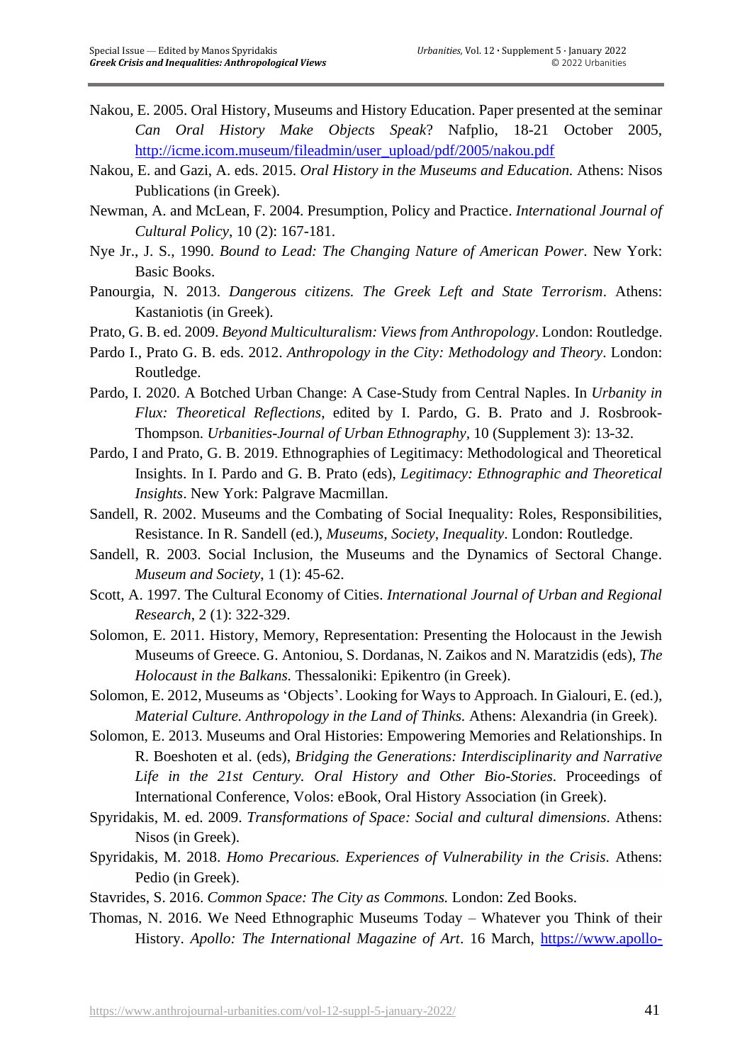Nakou, E. 2005. Oral History, Museums and History Education. Paper presented at the seminar *Can Oral History Make Objects Speak*? Nafplio, 18-21 October 2005, http://icme.icom.museum/fileadmin/user_upload/pdf/2005/nakou.pdf

Nakou, E. and Gazi, A. eds. 2015. *Oral History in the Museums and Education.* Athens: Nisos Publications (in Greek).

Newman, A. and McLean, F. 2004. Presumption, Policy and Practice. *International Journal of Cultural Policy*, 10 (2): 167-181.

Nye Jr., J. S., 1990. *Bound to Lead: The Changing Nature of American Power.* New York: Basic Books.

Panourgia, N. 2013. *Dangerous citizens. The Greek Left and State Terrorism*. Athens: Kastaniotis (in Greek).

Prato, G. B. ed. 2009. *Beyond Multiculturalism: Views from Anthropology*. London: Routledge.

Pardo I., Prato G. B. eds. 2012. *Anthropology in the City: Methodology and Theory*. London: Routledge.

Pardo, I. 2020. A Botched Urban Change: A Case-Study from Central Naples. In *Urbanity in Flux: Theoretical Reflections*, edited by I. Pardo, G. B. Prato and J. Rosbrook-Thompson. *Urbanities-Journal of Urban Ethnography*, 10 (Supplement 3): 13-32.

Pardo, I and Prato, G. B. 2019. Ethnographies of Legitimacy: Methodological and Theoretical Insights. In I. Pardo and G. B. Prato (eds), *Legitimacy: Ethnographic and Theoretical Insights*. New York: Palgrave Macmillan.

Sandell, R. 2002. Museums and the Combating of Social Inequality: Roles, Responsibilities, Resistance. In R. Sandell (ed.), *Museums, Society, Inequality*. London: Routledge.

Sandell, R. 2003. Social Inclusion, the Museums and the Dynamics of Sectoral Change. *Museum and Society*, 1 (1): 45-62.

Scott, A. 1997. The Cultural Economy of Cities. *International Journal of Urban and Regional Research*, 2 (1): 322-329.

Solomon, E. 2011. History, Memory, Representation: Presenting the Holocaust in the Jewish Museums of Greece. G. Antoniou, S. Dordanas, N. Zaikos and N. Maratzidis (eds), *The Holocaust in the Balkans.* Thessaloniki: Epikentro (in Greek).

Solomon, E. 2012, Museums as 'Objects'. Looking for Ways to Approach. In Gialouri, E. (ed.), *Material Culture. Anthropology in the Land of Thinks.* Athens: Alexandria (in Greek).

Solomon, E. 2013. Museums and Oral Histories: Empowering Memories and Relationships. In R. Boeshoten et al. (eds), *Bridging the Generations: Interdisciplinarity and Narrative Life in the 21st Century. Oral History and Other Bio-Stories*. Proceedings of International Conference, Volos: eBook, Oral History Association (in Greek).

Spyridakis, M. ed. 2009. *Transformations of Space: Social and cultural dimensions*. Athens: Nisos (in Greek).

Spyridakis, M. 2018. *Homo Precarious. Experiences of Vulnerability in the Crisis*. Athens: Pedio (in Greek).

Stavrides, S. 2016. *Common Space: The City as Commons.* London: Zed Books.

Thomas, N. 2016. We Need Ethnographic Museums Today – Whatever you Think of their History. *Apollo: The International Magazine of Art*. 16 March, https://www.apollo-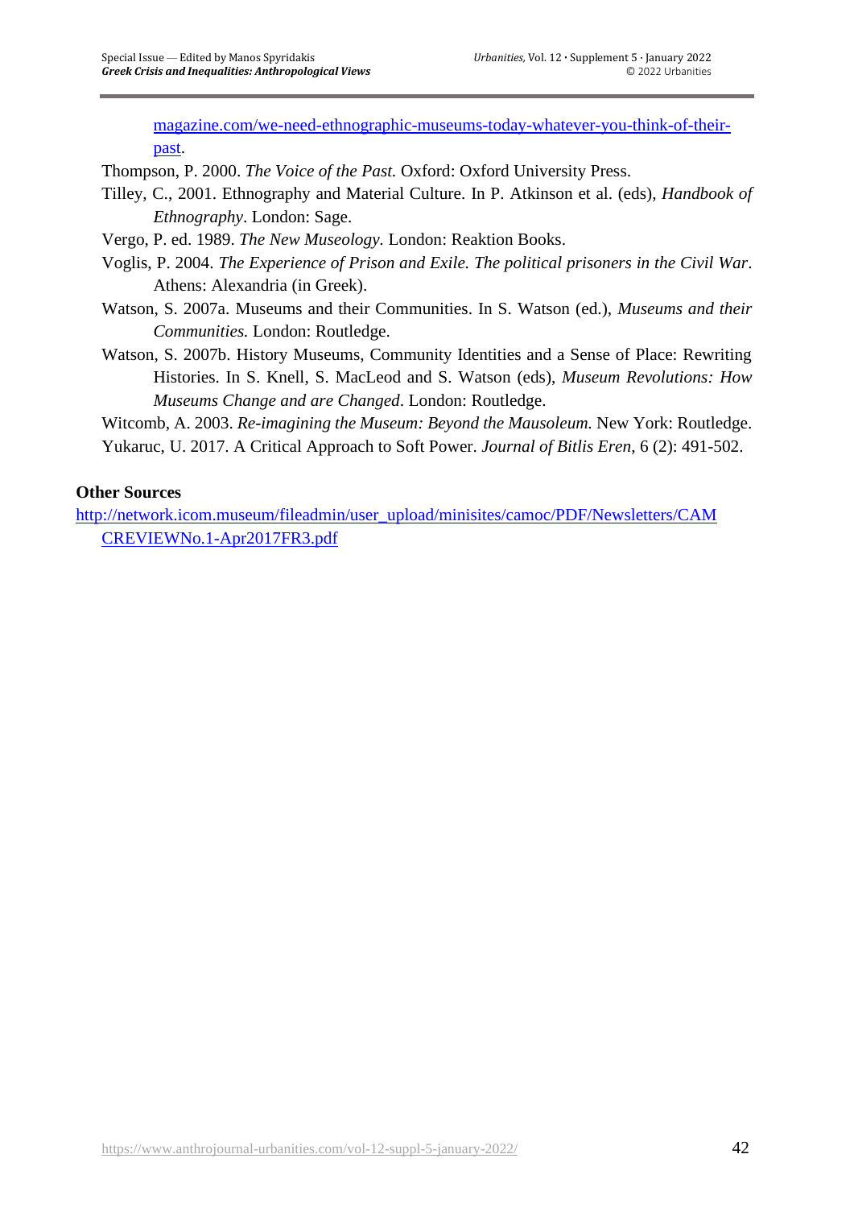magazine.com/we-need-ethnographic-museums-today-whatever-you-think-of-their-past.

Thompson, P. 2000. *The Voice of the Past.* Oxford: Oxford University Press.

Tilley, C., 2001. Ethnography and Material Culture. In P. Atkinson et al. (eds), *Handbook of Ethnography*. London: Sage.

Vergo, P. ed. 1989. *The New Museology.* London: Reaktion Books.

Voglis, P. 2004. *The Experience of Prison and Exile. The political prisoners in the Civil War*. Athens: Alexandria (in Greek).

Watson, S. 2007a. Museums and their Communities. In S. Watson (ed.), *Museums and their Communities.* London: Routledge.

Watson, S. 2007b. History Museums, Community Identities and a Sense of Place: Rewriting Histories. In S. Knell, S. MacLeod and S. Watson (eds), *Museum Revolutions: How Museums Change and are Changed*. London: Routledge.

Witcomb, A. 2003. *Re-imagining the Museum: Beyond the Mausoleum.* New York: Routledge.

Yukaruc, U. 2017. A Critical Approach to Soft Power. *Journal of Bitlis Eren*, 6 (2): 491-502.

**Other Sources**

http://network.icom.museum/fileadmin/user_upload/minisites/camoc/PDF/Newsletters/CAMCREVIEWNo.1-Apr2017FR3.pdf